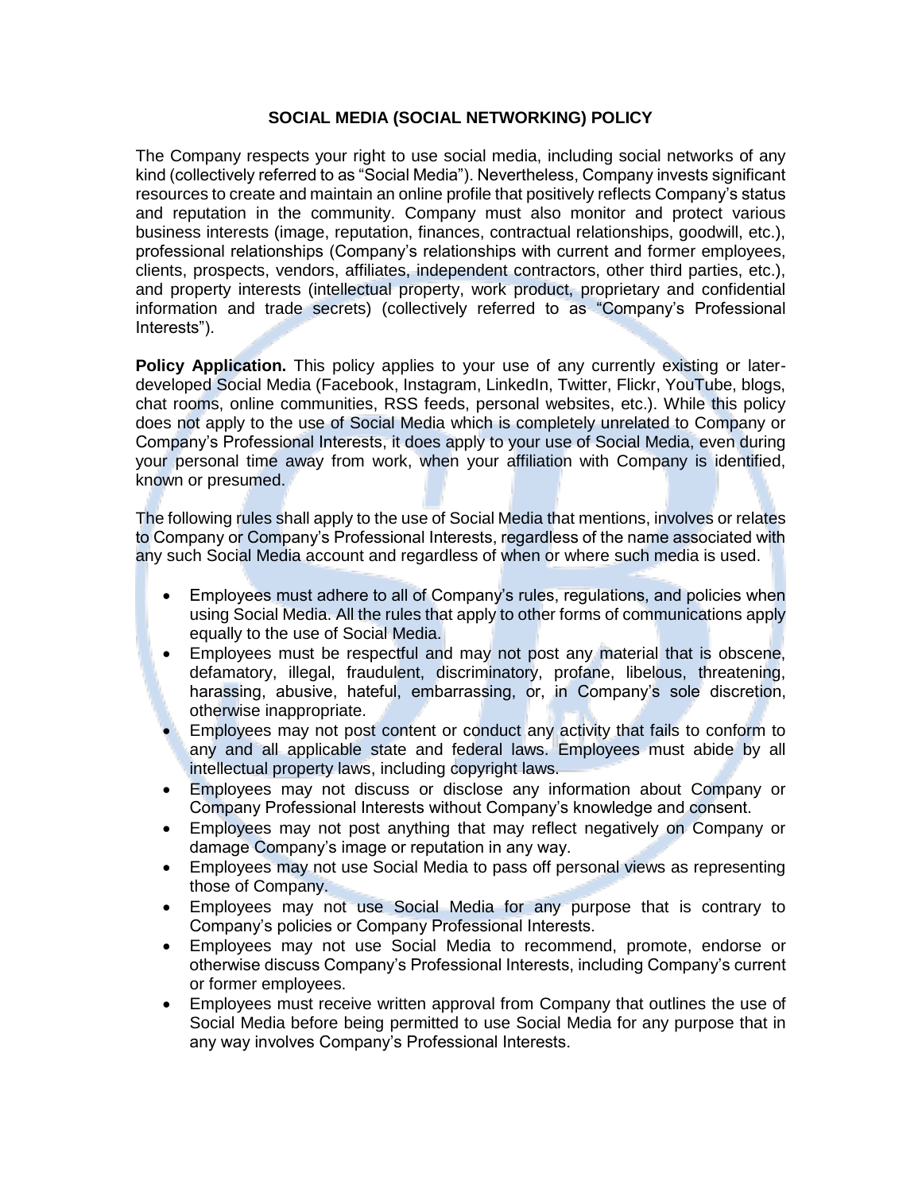# SOCIAL MEDIA (SOCIAL NETWORKING) POLICY

The Company respects your right to use social media, including social networks of any kind (collectively referred to as "Social Media"). Nevertheless, Company invests significant resources to create and maintain an online profile that positively reflects Company's status and reputation in the community. Company must also monitor and protect various business interests (image, reputation, finances, contractual relationships, goodwill, etc.), professional relationships (Company's relationships with current and former employees, clients, prospects, vendors, affiliates, independent contractors, other third parties, etc.), and property interests (intellectual property, work product, proprietary and confidential information and trade secrets) (collectively referred to as "Company's Professional Interests").

**Policy Application.** This policy applies to your use of any currently existing or later-developed Social Media (Facebook, Instagram, LinkedIn, Twitter, Flickr, YouTube, blogs, chat rooms, online communities, RSS feeds, personal websites, etc.). While this policy does not apply to the use of Social Media which is completely unrelated to Company or Company's Professional Interests, it does apply to your use of Social Media, even during your personal time away from work, when your affiliation with Company is identified, known or presumed.

The following rules shall apply to the use of Social Media that mentions, involves or relates to Company or Company's Professional Interests, regardless of the name associated with any such Social Media account and regardless of when or where such media is used.

- Employees must adhere to all of Company's rules, regulations, and policies when using Social Media. All the rules that apply to other forms of communications apply equally to the use of Social Media.
- Employees must be respectful and may not post any material that is obscene, defamatory, illegal, fraudulent, discriminatory, profane, libelous, threatening, harassing, abusive, hateful, embarrassing, or, in Company's sole discretion, otherwise inappropriate.
- Employees may not post content or conduct any activity that fails to conform to any and all applicable state and federal laws. Employees must abide by all intellectual property laws, including copyright laws.
- Employees may not discuss or disclose any information about Company or Company Professional Interests without Company's knowledge and consent.
- Employees may not post anything that may reflect negatively on Company or damage Company's image or reputation in any way.
- Employees may not use Social Media to pass off personal views as representing those of Company.
- Employees may not use Social Media for any purpose that is contrary to Company's policies or Company Professional Interests.
- Employees may not use Social Media to recommend, promote, endorse or otherwise discuss Company's Professional Interests, including Company's current or former employees.
- Employees must receive written approval from Company that outlines the use of Social Media before being permitted to use Social Media for any purpose that in any way involves Company's Professional Interests.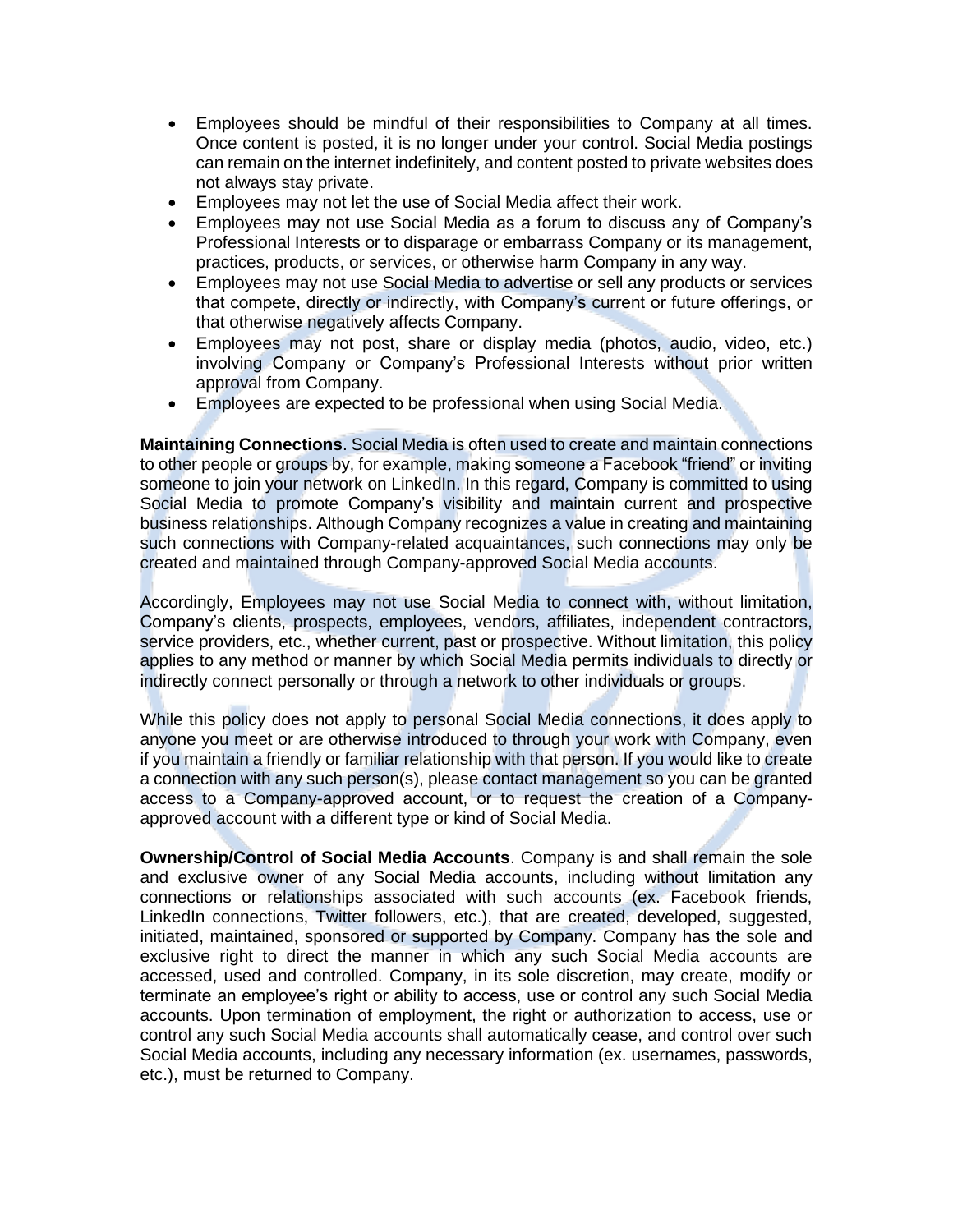- Employees should be mindful of their responsibilities to Company at all times. Once content is posted, it is no longer under your control. Social Media postings can remain on the internet indefinitely, and content posted to private websites does not always stay private.
- Employees may not let the use of Social Media affect their work.
- Employees may not use Social Media as a forum to discuss any of Company's Professional Interests or to disparage or embarrass Company or its management, practices, products, or services, or otherwise harm Company in any way.
- Employees may not use Social Media to advertise or sell any products or services that compete, directly or indirectly, with Company's current or future offerings, or that otherwise negatively affects Company.
- Employees may not post, share or display media (photos, audio, video, etc.) involving Company or Company's Professional Interests without prior written approval from Company.
- Employees are expected to be professional when using Social Media.

**Maintaining Connections**. Social Media is often used to create and maintain connections to other people or groups by, for example, making someone a Facebook "friend" or inviting someone to join your network on LinkedIn. In this regard, Company is committed to using Social Media to promote Company's visibility and maintain current and prospective business relationships. Although Company recognizes a value in creating and maintaining such connections with Company-related acquaintances, such connections may only be created and maintained through Company-approved Social Media accounts.

Accordingly, Employees may not use Social Media to connect with, without limitation, Company's clients, prospects, employees, vendors, affiliates, independent contractors, service providers, etc., whether current, past or prospective. Without limitation, this policy applies to any method or manner by which Social Media permits individuals to directly or indirectly connect personally or through a network to other individuals or groups.

While this policy does not apply to personal Social Media connections, it does apply to anyone you meet or are otherwise introduced to through your work with Company, even if you maintain a friendly or familiar relationship with that person. If you would like to create a connection with any such person(s), please contact management so you can be granted access to a Company-approved account, or to request the creation of a Company-approved account with a different type or kind of Social Media.

**Ownership/Control of Social Media Accounts**. Company is and shall remain the sole and exclusive owner of any Social Media accounts, including without limitation any connections or relationships associated with such accounts (ex. Facebook friends, LinkedIn connections, Twitter followers, etc.), that are created, developed, suggested, initiated, maintained, sponsored or supported by Company. Company has the sole and exclusive right to direct the manner in which any such Social Media accounts are accessed, used and controlled. Company, in its sole discretion, may create, modify or terminate an employee's right or ability to access, use or control any such Social Media accounts. Upon termination of employment, the right or authorization to access, use or control any such Social Media accounts shall automatically cease, and control over such Social Media accounts, including any necessary information (ex. usernames, passwords, etc.), must be returned to Company.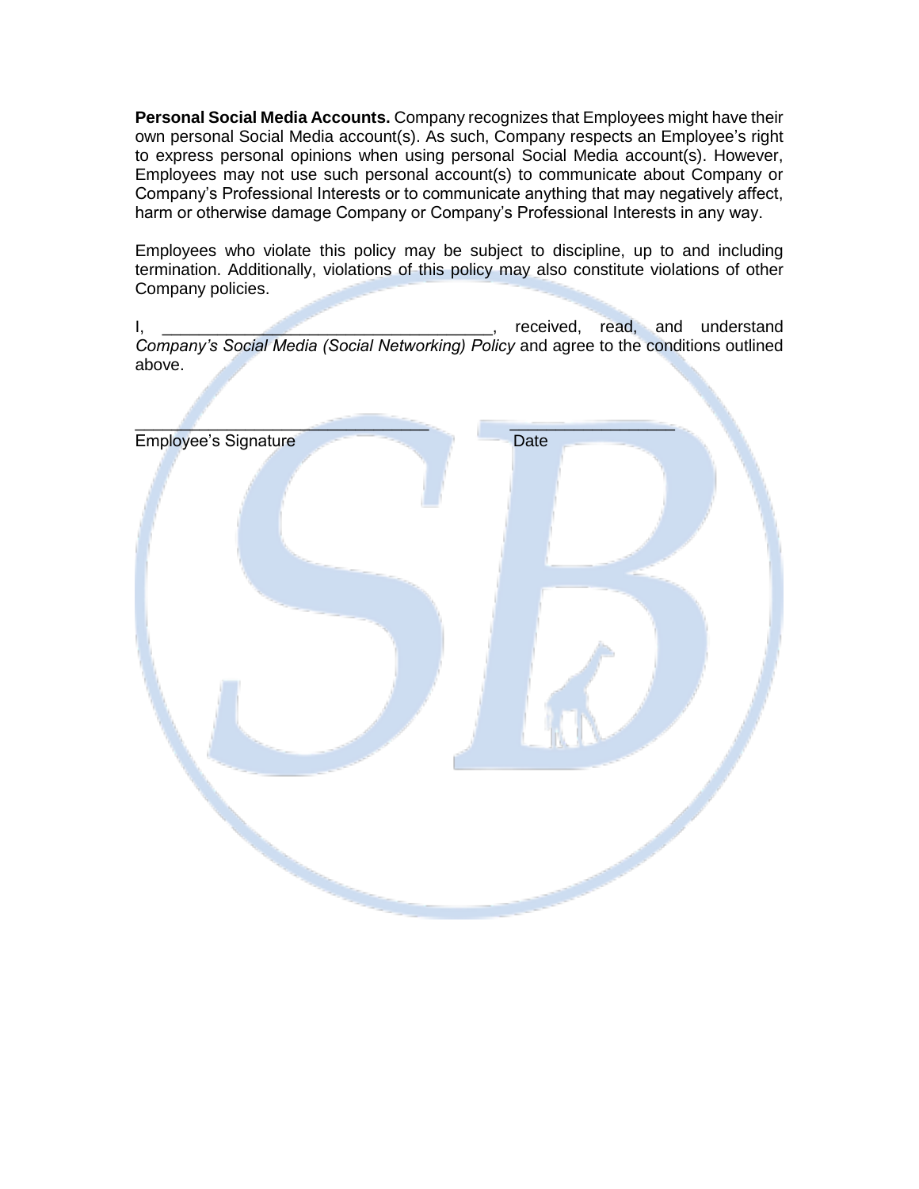**Personal Social Media Accounts.** Company recognizes that Employees might have their own personal Social Media account(s). As such, Company respects an Employee's right to express personal opinions when using personal Social Media account(s). However, Employees may not use such personal account(s) to communicate about Company or Company's Professional Interests or to communicate anything that may negatively affect, harm or otherwise damage Company or Company's Professional Interests in any way.

Employees who violate this policy may be subject to discipline, up to and including termination. Additionally, violations of this policy may also constitute violations of other Company policies.

I, ____________________________________, received, read, and understand *Company's Social Media (Social Networking) Policy* and agree to the conditions outlined above.

_________________________________ _________________

Employee's Signature Date